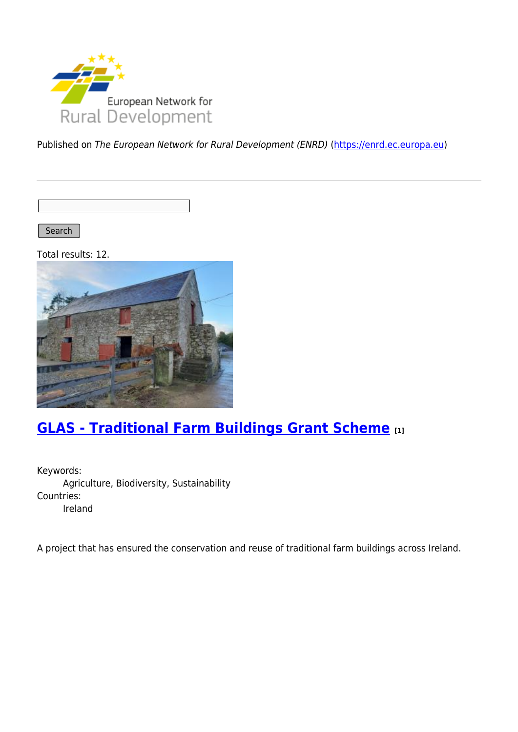Published on *The European Network for Rural Development (ENRD)* (https://enrd.ec.europa.eu)

Search

Total results: 12.

## GLAS - Traditional Farm Buildings Grant Scheme [1]

Keywords:
Agriculture, Biodiversity, Sustainability

Countries:
Ireland

A project that has ensured the conservation and reuse of traditional farm buildings across Ireland.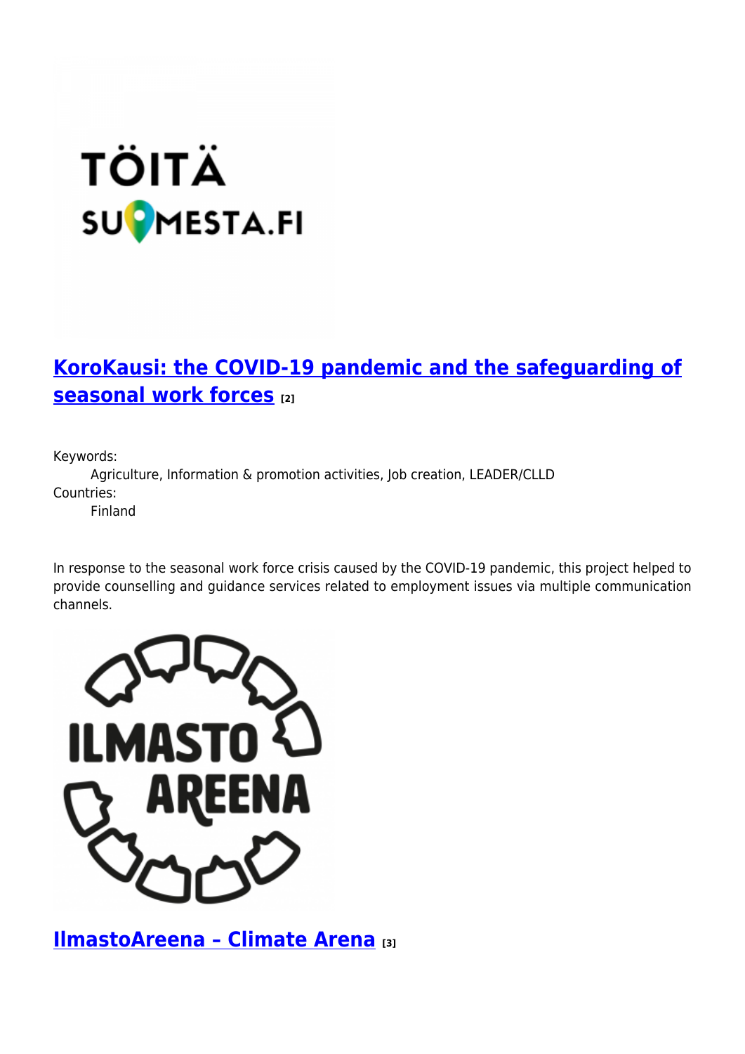## [KoroKausi: the COVID-19 pandemic and the safeguarding of seasonal work forces [2]]

Keywords:
Agriculture, Information & promotion activities, Job creation, LEADER/CLLD

Countries:
Finland

In response to the seasonal work force crisis caused by the COVID-19 pandemic, this project helped to provide counselling and guidance services related to employment issues via multiple communication channels.

## [IlmastoAreena – Climate Arena [3]]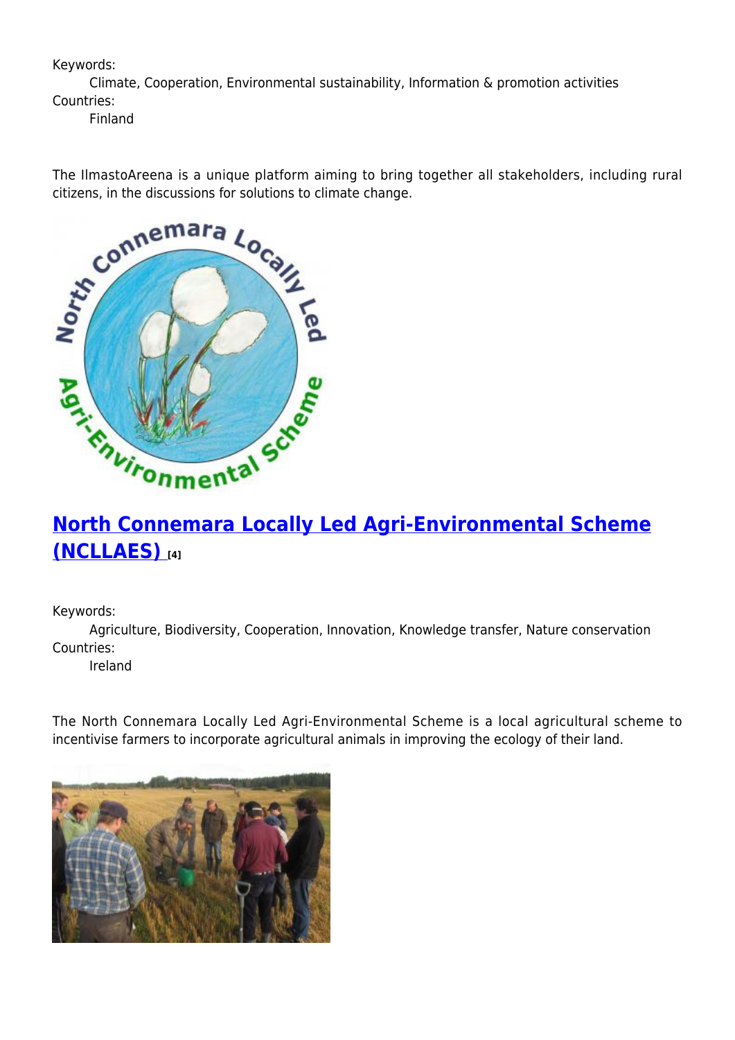Keywords:
Climate, Cooperation, Environmental sustainability, Information & promotion activities
Countries:
Finland

The IlmastoAreena is a unique platform aiming to bring together all stakeholders, including rural citizens, in the discussions for solutions to climate change.

## North Connemara Locally Led Agri-Environmental Scheme (NCLLAES) [4]

Keywords:
Agriculture, Biodiversity, Cooperation, Innovation, Knowledge transfer, Nature conservation
Countries:
Ireland

The North Connemara Locally Led Agri-Environmental Scheme is a local agricultural scheme to incentivise farmers to incorporate agricultural animals in improving the ecology of their land.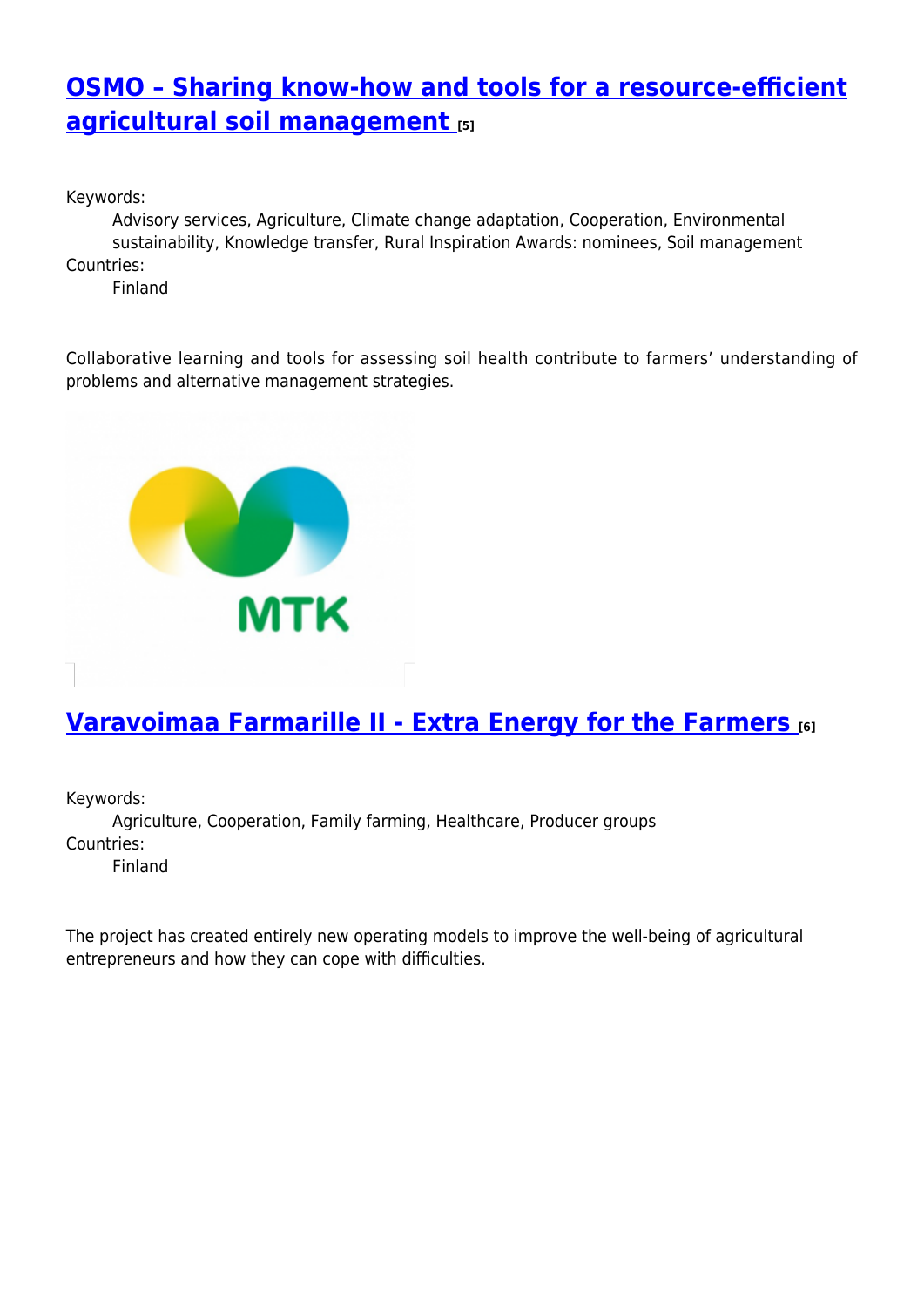## OSMO – Sharing know-how and tools for a resource-efficient agricultural soil management [5]

Keywords:
Advisory services, Agriculture, Climate change adaptation, Cooperation, Environmental sustainability, Knowledge transfer, Rural Inspiration Awards: nominees, Soil management

Countries:
Finland

Collaborative learning and tools for assessing soil health contribute to farmers' understanding of problems and alternative management strategies.

## Varavoimaa Farmarille II - Extra Energy for the Farmers [6]

Keywords:
Agriculture, Cooperation, Family farming, Healthcare, Producer groups

Countries:
Finland

The project has created entirely new operating models to improve the well-being of agricultural entrepreneurs and how they can cope with difficulties.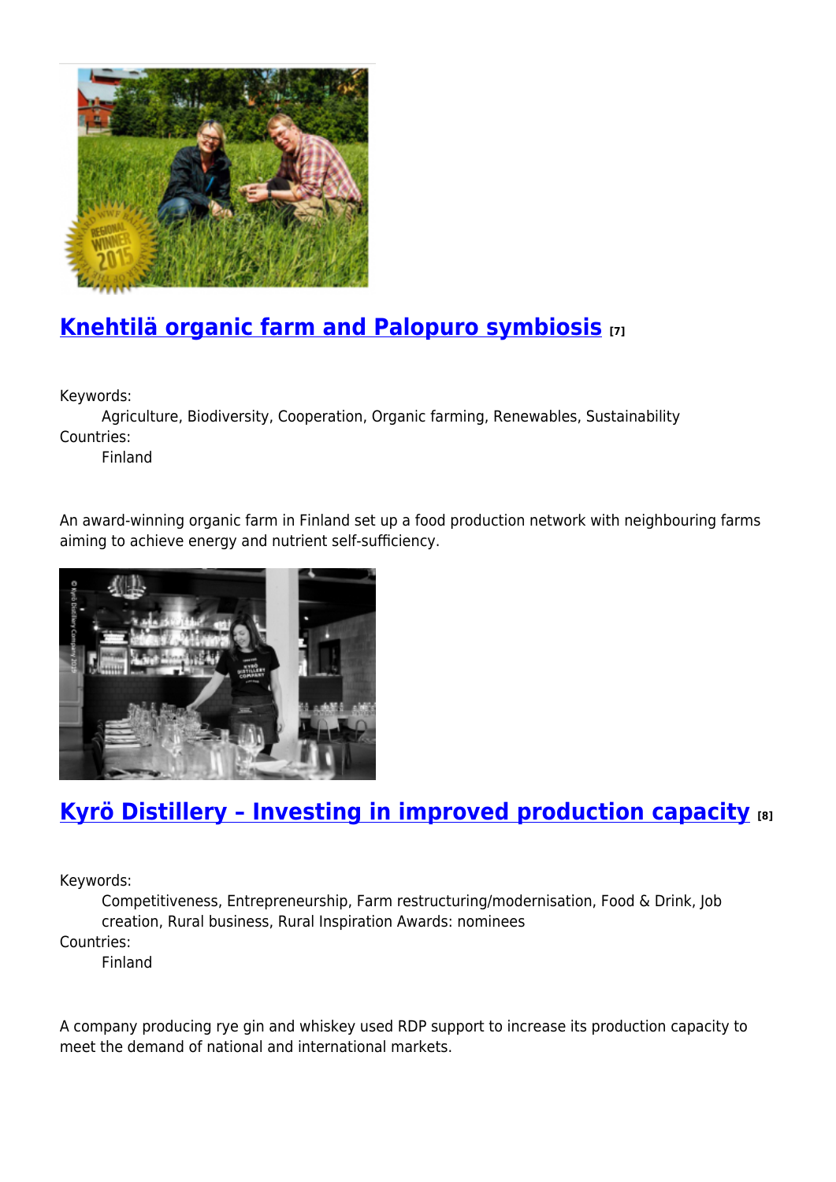## Knehtilä organic farm and Palopuro symbiosis [7]

Keywords:
: Agriculture, Biodiversity, Cooperation, Organic farming, Renewables, Sustainability

Countries:
: Finland

An award-winning organic farm in Finland set up a food production network with neighbouring farms aiming to achieve energy and nutrient self-sufficiency.

## Kyrö Distillery – Investing in improved production capacity [8]

Keywords:
: Competitiveness, Entrepreneurship, Farm restructuring/modernisation, Food & Drink, Job creation, Rural business, Rural Inspiration Awards: nominees

Countries:
: Finland

A company producing rye gin and whiskey used RDP support to increase its production capacity to meet the demand of national and international markets.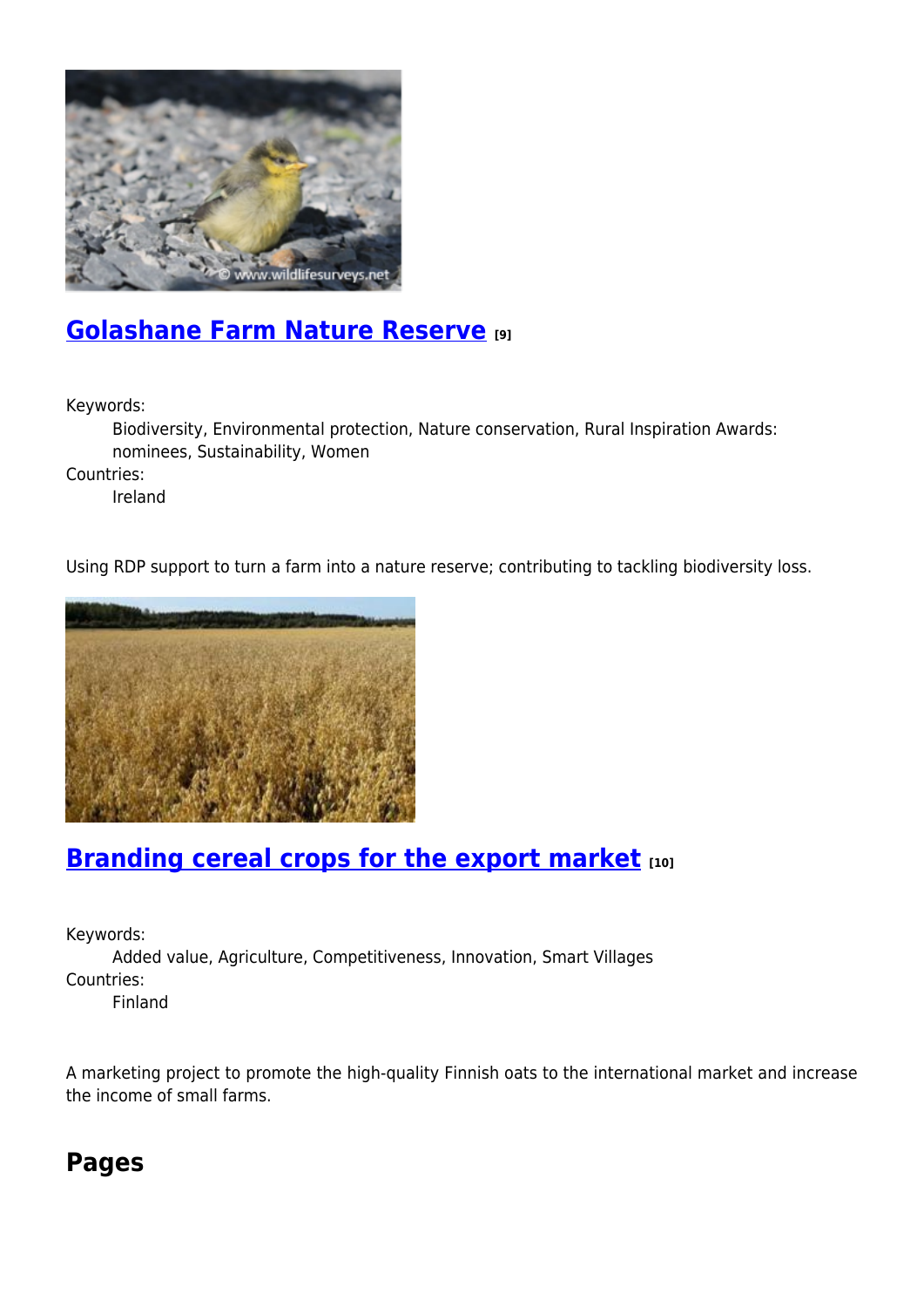## Golashane Farm Nature Reserve [9]

Keywords:
  Biodiversity, Environmental protection, Nature conservation, Rural Inspiration Awards: nominees, Sustainability, Women

Countries:
  Ireland

Using RDP support to turn a farm into a nature reserve; contributing to tackling biodiversity loss.

## Branding cereal crops for the export market [10]

Keywords:
  Added value, Agriculture, Competitiveness, Innovation, Smart Villages

Countries:
  Finland

A marketing project to promote the high-quality Finnish oats to the international market and increase the income of small farms.

## Pages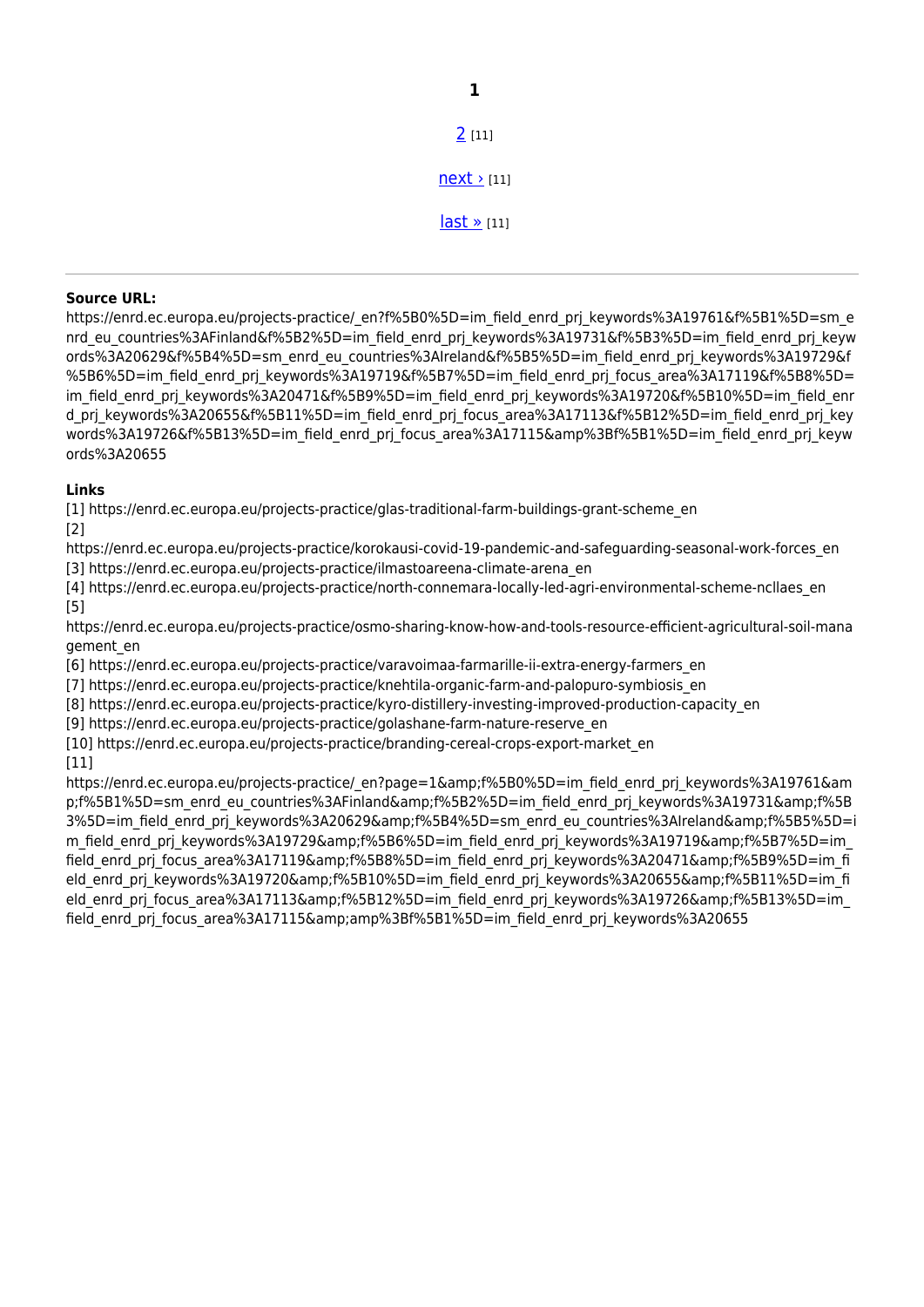**1**

2 [11]

next › [11]

last » [11]

---

**Source URL:**
https://enrd.ec.europa.eu/projects-practice/_en?f%5B0%5D=im_field_enrd_prj_keywords%3A19761&f%5B1%5D=sm_enrd_eu_countries%3AFinland&f%5B2%5D=im_field_enrd_prj_keywords%3A19731&f%5B3%5D=im_field_enrd_prj_keywords%3A20629&f%5B4%5D=sm_enrd_eu_countries%3AIreland&f%5B5%5D=im_field_enrd_prj_keywords%3A19729&f%5B6%5D=im_field_enrd_prj_keywords%3A19719&f%5B7%5D=im_field_enrd_prj_focus_area%3A17119&f%5B8%5D=im_field_enrd_prj_keywords%3A20471&f%5B9%5D=im_field_enrd_prj_keywords%3A19720&f%5B10%5D=im_field_enrd_prj_keywords%3A20655&f%5B11%5D=im_field_enrd_prj_focus_area%3A17113&f%5B12%5D=im_field_enrd_prj_keywords%3A19726&f%5B13%5D=im_field_enrd_prj_focus_area%3A17115&amp%3Bf%5B1%5D=im_field_enrd_prj_keywords%3A20655

**Links**
[1] https://enrd.ec.europa.eu/projects-practice/glas-traditional-farm-buildings-grant-scheme_en
[2] https://enrd.ec.europa.eu/projects-practice/korokausi-covid-19-pandemic-and-safeguarding-seasonal-work-forces_en
[3] https://enrd.ec.europa.eu/projects-practice/ilmastoareena-climate-arena_en
[4] https://enrd.ec.europa.eu/projects-practice/north-connemara-locally-led-agri-environmental-scheme-ncllaes_en
[5] https://enrd.ec.europa.eu/projects-practice/osmo-sharing-know-how-and-tools-resource-efficient-agricultural-soil-management_en
[6] https://enrd.ec.europa.eu/projects-practice/varavoimaa-farmarille-ii-extra-energy-farmers_en
[7] https://enrd.ec.europa.eu/projects-practice/knehtila-organic-farm-and-palopuro-symbiosis_en
[8] https://enrd.ec.europa.eu/projects-practice/kyro-distillery-investing-improved-production-capacity_en
[9] https://enrd.ec.europa.eu/projects-practice/golashane-farm-nature-reserve_en
[10] https://enrd.ec.europa.eu/projects-practice/branding-cereal-crops-export-market_en
[11] https://enrd.ec.europa.eu/projects-practice/_en?page=1&amp;f%5B0%5D=im_field_enrd_prj_keywords%3A19761&amp;f%5B1%5D=sm_enrd_eu_countries%3AFinland&amp;f%5B2%5D=im_field_enrd_prj_keywords%3A19731&amp;f%5B3%5D=im_field_enrd_prj_keywords%3A20629&amp;f%5B4%5D=sm_enrd_eu_countries%3AIreland&amp;f%5B5%5D=im_field_enrd_prj_keywords%3A19729&amp;f%5B6%5D=im_field_enrd_prj_keywords%3A19719&amp;f%5B7%5D=im_field_enrd_prj_focus_area%3A17119&amp;f%5B8%5D=im_field_enrd_prj_keywords%3A20471&amp;f%5B9%5D=im_field_enrd_prj_keywords%3A19720&amp;f%5B10%5D=im_field_enrd_prj_keywords%3A20655&amp;f%5B11%5D=im_field_enrd_prj_focus_area%3A17113&amp;f%5B12%5D=im_field_enrd_prj_keywords%3A19726&amp;f%5B13%5D=im_field_enrd_prj_focus_area%3A17115&amp;amp%3Bf%5B1%5D=im_field_enrd_prj_keywords%3A20655